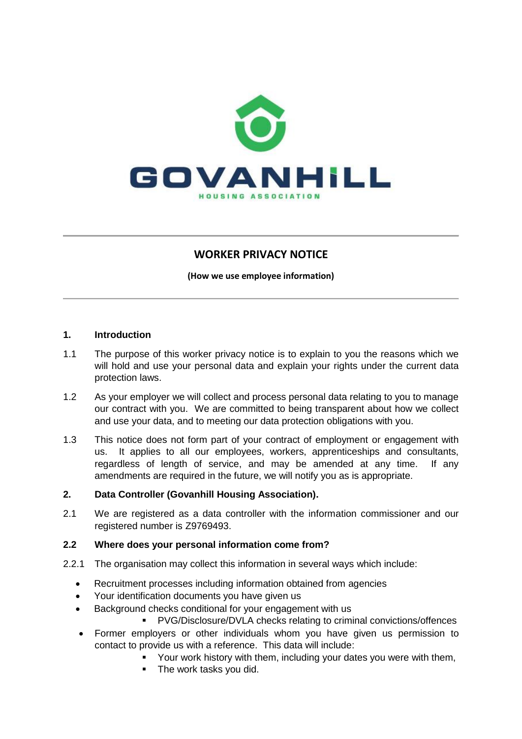GOVANHILL HOUSING ASSOCIATION

# WORKER PRIVACY NOTICE

**(How we use employee information)**

## 1. Introduction

1.1 The purpose of this worker privacy notice is to explain to you the reasons which we will hold and use your personal data and explain your rights under the current data protection laws.

1.2 As your employer we will collect and process personal data relating to you to manage our contract with you. We are committed to being transparent about how we collect and use your data, and to meeting our data protection obligations with you.

1.3 This notice does not form part of your contract of employment or engagement with us. It applies to all our employees, workers, apprenticeships and consultants, regardless of length of service, and may be amended at any time. If any amendments are required in the future, we will notify you as is appropriate.

## 2. Data Controller (Govanhill Housing Association).

2.1 We are registered as a data controller with the information commissioner and our registered number is Z9769493.

### 2.2 Where does your personal information come from?

2.2.1 The organisation may collect this information in several ways which include:

- Recruitment processes including information obtained from agencies
- Your identification documents you have given us
- Background checks conditional for your engagement with us
    - PVG/Disclosure/DVLA checks relating to criminal convictions/offences
- Former employers or other individuals whom you have given us permission to contact to provide us with a reference. This data will include:
    - Your work history with them, including your dates you were with them,
    - The work tasks you did.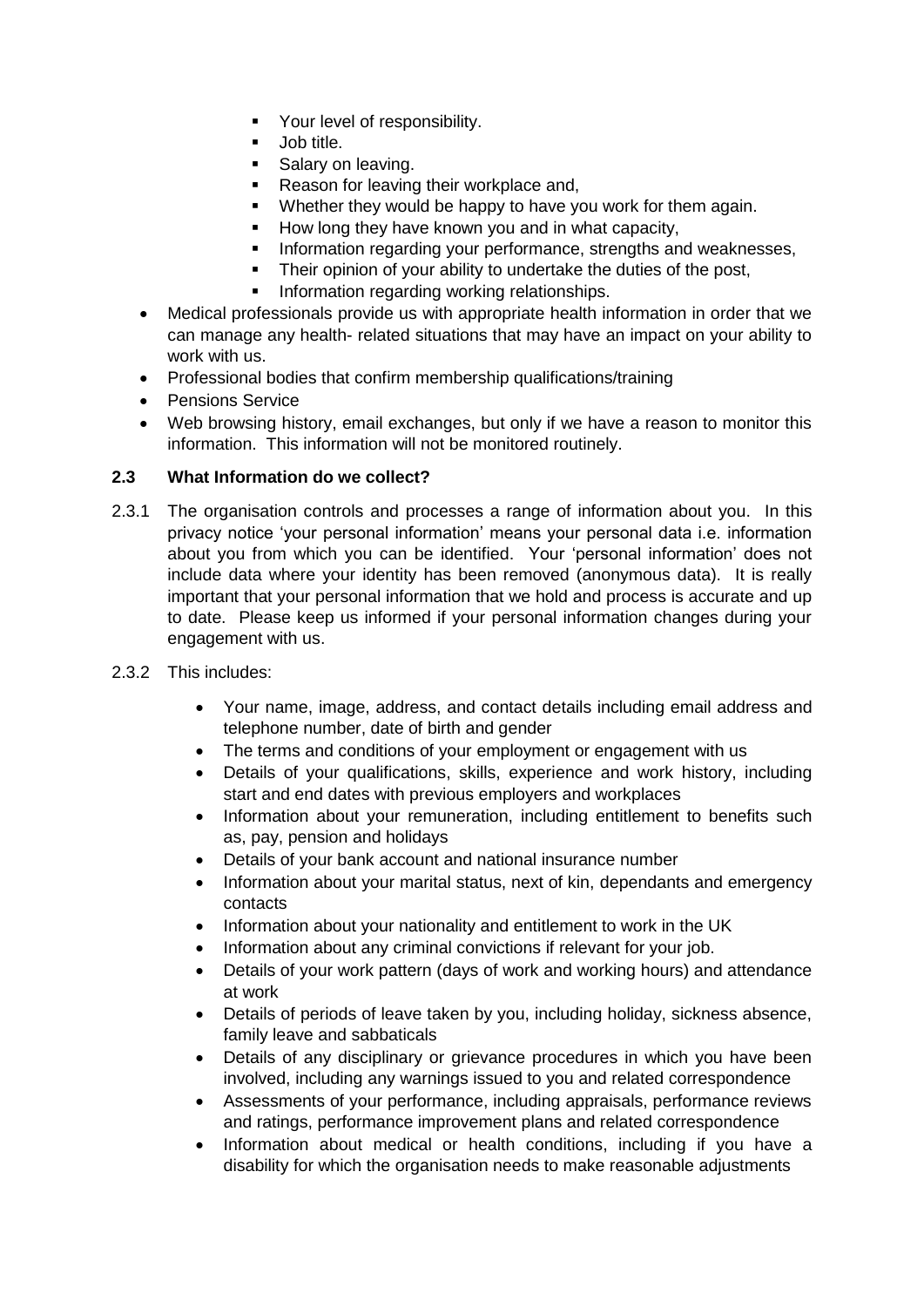- Your level of responsibility.
    - Job title.
    - Salary on leaving.
    - Reason for leaving their workplace and,
    - Whether they would be happy to have you work for them again.
    - How long they have known you and in what capacity,
    - Information regarding your performance, strengths and weaknesses,
    - Their opinion of your ability to undertake the duties of the post,
    - Information regarding working relationships.
- Medical professionals provide us with appropriate health information in order that we can manage any health- related situations that may have an impact on your ability to work with us.
- Professional bodies that confirm membership qualifications/training
- Pensions Service
- Web browsing history, email exchanges, but only if we have a reason to monitor this information. This information will not be monitored routinely.

### 2.3 What Information do we collect?

2.3.1 The organisation controls and processes a range of information about you. In this privacy notice 'your personal information' means your personal data i.e. information about you from which you can be identified. Your 'personal information' does not include data where your identity has been removed (anonymous data). It is really important that your personal information that we hold and process is accurate and up to date. Please keep us informed if your personal information changes during your engagement with us.

2.3.2 This includes:

- Your name, image, address, and contact details including email address and telephone number, date of birth and gender
- The terms and conditions of your employment or engagement with us
- Details of your qualifications, skills, experience and work history, including start and end dates with previous employers and workplaces
- Information about your remuneration, including entitlement to benefits such as, pay, pension and holidays
- Details of your bank account and national insurance number
- Information about your marital status, next of kin, dependants and emergency contacts
- Information about your nationality and entitlement to work in the UK
- Information about any criminal convictions if relevant for your job.
- Details of your work pattern (days of work and working hours) and attendance at work
- Details of periods of leave taken by you, including holiday, sickness absence, family leave and sabbaticals
- Details of any disciplinary or grievance procedures in which you have been involved, including any warnings issued to you and related correspondence
- Assessments of your performance, including appraisals, performance reviews and ratings, performance improvement plans and related correspondence
- Information about medical or health conditions, including if you have a disability for which the organisation needs to make reasonable adjustments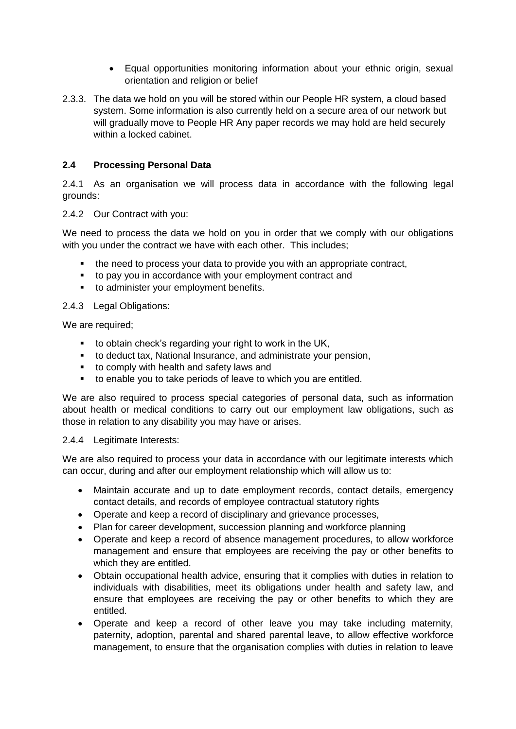- Equal opportunities monitoring information about your ethnic origin, sexual orientation and religion or belief

2.3.3. The data we hold on you will be stored within our People HR system, a cloud based system. Some information is also currently held on a secure area of our network but will gradually move to People HR Any paper records we may hold are held securely within a locked cabinet.

### 2.4 Processing Personal Data

2.4.1 As an organisation we will process data in accordance with the following legal grounds:

2.4.2 Our Contract with you:

We need to process the data we hold on you in order that we comply with our obligations with you under the contract we have with each other. This includes;

- the need to process your data to provide you with an appropriate contract,
- to pay you in accordance with your employment contract and
- to administer your employment benefits.

2.4.3 Legal Obligations:

We are required;

- to obtain check's regarding your right to work in the UK,
- to deduct tax, National Insurance, and administrate your pension,
- to comply with health and safety laws and
- to enable you to take periods of leave to which you are entitled.

We are also required to process special categories of personal data, such as information about health or medical conditions to carry out our employment law obligations, such as those in relation to any disability you may have or arises.

2.4.4 Legitimate Interests:

We are also required to process your data in accordance with our legitimate interests which can occur, during and after our employment relationship which will allow us to:

- Maintain accurate and up to date employment records, contact details, emergency contact details, and records of employee contractual statutory rights
- Operate and keep a record of disciplinary and grievance processes,
- Plan for career development, succession planning and workforce planning
- Operate and keep a record of absence management procedures, to allow workforce management and ensure that employees are receiving the pay or other benefits to which they are entitled.
- Obtain occupational health advice, ensuring that it complies with duties in relation to individuals with disabilities, meet its obligations under health and safety law, and ensure that employees are receiving the pay or other benefits to which they are entitled.
- Operate and keep a record of other leave you may take including maternity, paternity, adoption, parental and shared parental leave, to allow effective workforce management, to ensure that the organisation complies with duties in relation to leave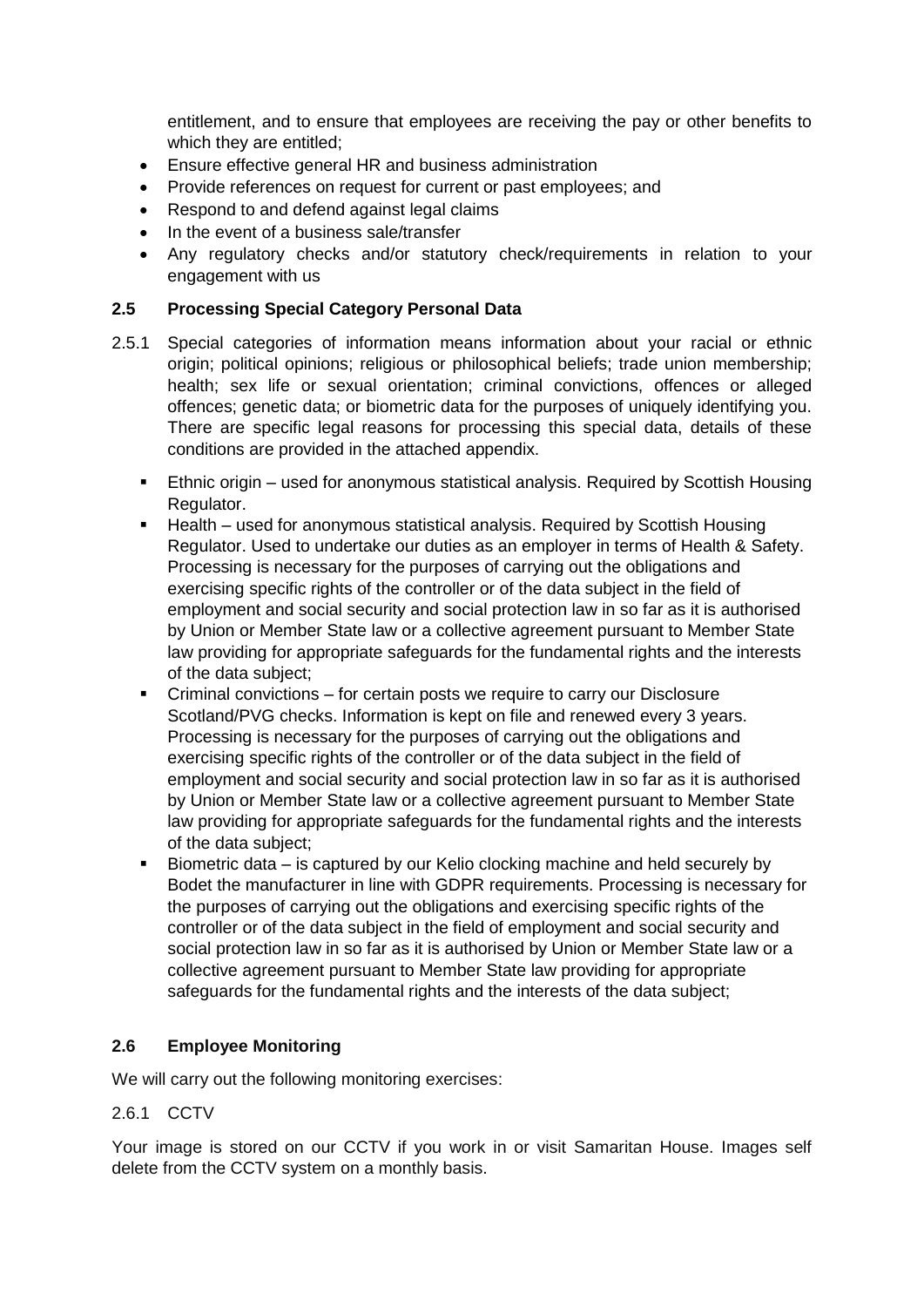entitlement, and to ensure that employees are receiving the pay or other benefits to which they are entitled;

- Ensure effective general HR and business administration
- Provide references on request for current or past employees; and
- Respond to and defend against legal claims
- In the event of a business sale/transfer
- Any regulatory checks and/or statutory check/requirements in relation to your engagement with us

### 2.5 Processing Special Category Personal Data

2.5.1 Special categories of information means information about your racial or ethnic origin; political opinions; religious or philosophical beliefs; trade union membership; health; sex life or sexual orientation; criminal convictions, offences or alleged offences; genetic data; or biometric data for the purposes of uniquely identifying you. There are specific legal reasons for processing this special data, details of these conditions are provided in the attached appendix.

- Ethnic origin – used for anonymous statistical analysis. Required by Scottish Housing Regulator.
- Health – used for anonymous statistical analysis. Required by Scottish Housing Regulator. Used to undertake our duties as an employer in terms of Health & Safety. Processing is necessary for the purposes of carrying out the obligations and exercising specific rights of the controller or of the data subject in the field of employment and social security and social protection law in so far as it is authorised by Union or Member State law or a collective agreement pursuant to Member State law providing for appropriate safeguards for the fundamental rights and the interests of the data subject;
- Criminal convictions – for certain posts we require to carry our Disclosure Scotland/PVG checks. Information is kept on file and renewed every 3 years. Processing is necessary for the purposes of carrying out the obligations and exercising specific rights of the controller or of the data subject in the field of employment and social security and social protection law in so far as it is authorised by Union or Member State law or a collective agreement pursuant to Member State law providing for appropriate safeguards for the fundamental rights and the interests of the data subject;
- Biometric data – is captured by our Kelio clocking machine and held securely by Bodet the manufacturer in line with GDPR requirements. Processing is necessary for the purposes of carrying out the obligations and exercising specific rights of the controller or of the data subject in the field of employment and social security and social protection law in so far as it is authorised by Union or Member State law or a collective agreement pursuant to Member State law providing for appropriate safeguards for the fundamental rights and the interests of the data subject;

### 2.6 Employee Monitoring

We will carry out the following monitoring exercises:

2.6.1 CCTV

Your image is stored on our CCTV if you work in or visit Samaritan House. Images self delete from the CCTV system on a monthly basis.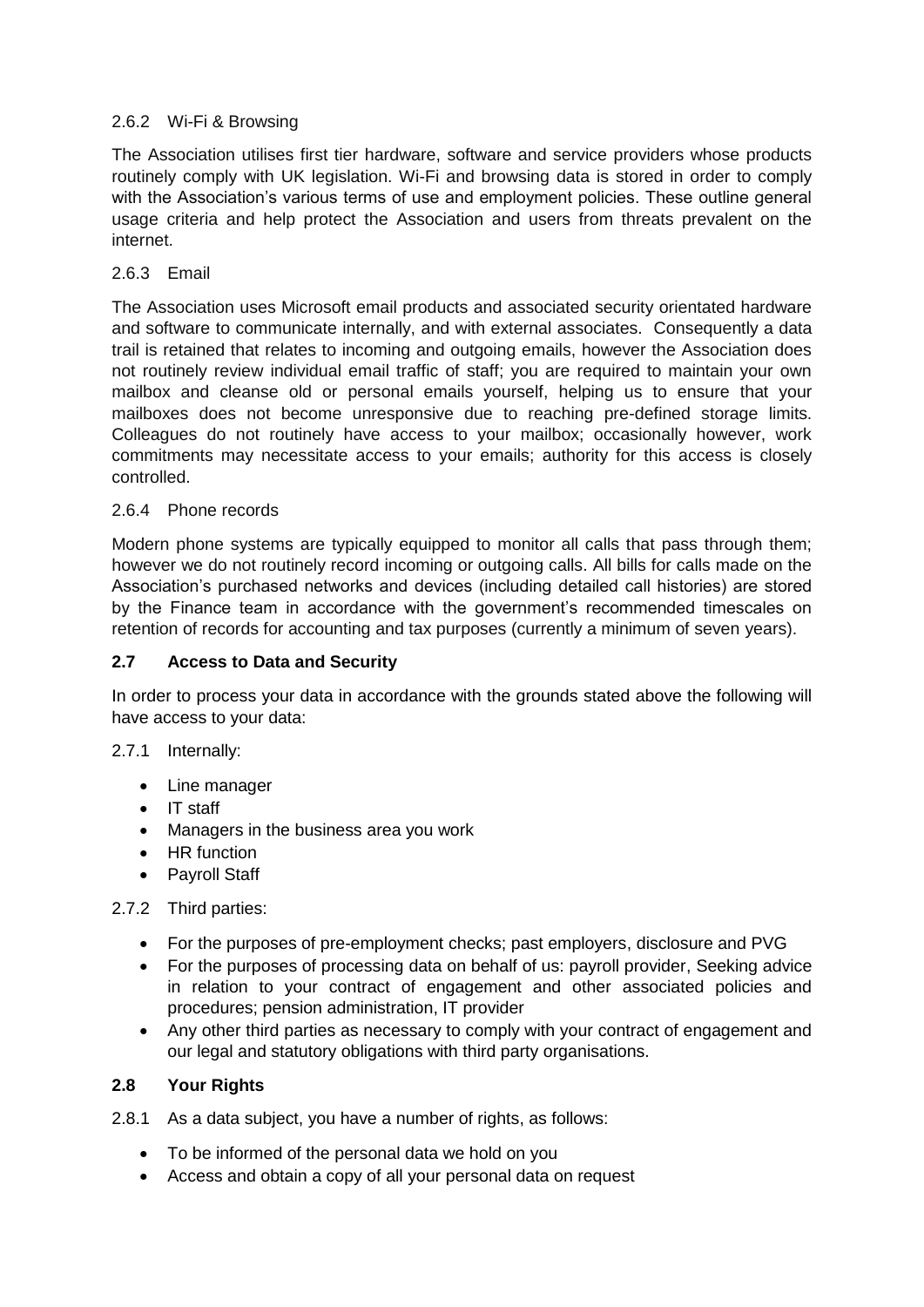#### 2.6.2 Wi-Fi & Browsing

The Association utilises first tier hardware, software and service providers whose products routinely comply with UK legislation. Wi-Fi and browsing data is stored in order to comply with the Association's various terms of use and employment policies. These outline general usage criteria and help protect the Association and users from threats prevalent on the internet.

#### 2.6.3 Email

The Association uses Microsoft email products and associated security orientated hardware and software to communicate internally, and with external associates. Consequently a data trail is retained that relates to incoming and outgoing emails, however the Association does not routinely review individual email traffic of staff; you are required to maintain your own mailbox and cleanse old or personal emails yourself, helping us to ensure that your mailboxes does not become unresponsive due to reaching pre-defined storage limits. Colleagues do not routinely have access to your mailbox; occasionally however, work commitments may necessitate access to your emails; authority for this access is closely controlled.

#### 2.6.4 Phone records

Modern phone systems are typically equipped to monitor all calls that pass through them; however we do not routinely record incoming or outgoing calls. All bills for calls made on the Association's purchased networks and devices (including detailed call histories) are stored by the Finance team in accordance with the government's recommended timescales on retention of records for accounting and tax purposes (currently a minimum of seven years).

### 2.7 Access to Data and Security

In order to process your data in accordance with the grounds stated above the following will have access to your data:

2.7.1 Internally:

- Line manager
- IT staff
- Managers in the business area you work
- HR function
- Payroll Staff

2.7.2 Third parties:

- For the purposes of pre-employment checks; past employers, disclosure and PVG
- For the purposes of processing data on behalf of us: payroll provider, Seeking advice in relation to your contract of engagement and other associated policies and procedures; pension administration, IT provider
- Any other third parties as necessary to comply with your contract of engagement and our legal and statutory obligations with third party organisations.

### 2.8 Your Rights

2.8.1 As a data subject, you have a number of rights, as follows:

- To be informed of the personal data we hold on you
- Access and obtain a copy of all your personal data on request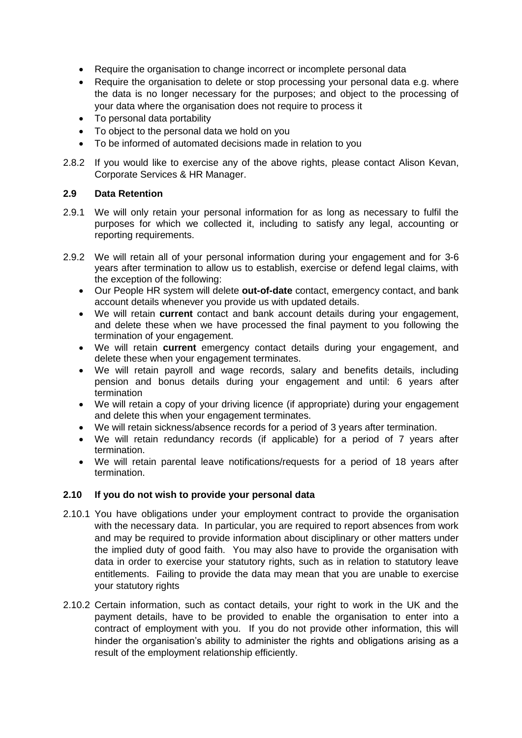- Require the organisation to change incorrect or incomplete personal data
- Require the organisation to delete or stop processing your personal data e.g. where the data is no longer necessary for the purposes; and object to the processing of your data where the organisation does not require to process it
- To personal data portability
- To object to the personal data we hold on you
- To be informed of automated decisions made in relation to you

2.8.2 If you would like to exercise any of the above rights, please contact Alison Kevan, Corporate Services & HR Manager.

### 2.9 Data Retention

2.9.1 We will only retain your personal information for as long as necessary to fulfil the purposes for which we collected it, including to satisfy any legal, accounting or reporting requirements.

2.9.2 We will retain all of your personal information during your engagement and for 3-6 years after termination to allow us to establish, exercise or defend legal claims, with the exception of the following:

- Our People HR system will delete **out-of-date** contact, emergency contact, and bank account details whenever you provide us with updated details.
- We will retain **current** contact and bank account details during your engagement, and delete these when we have processed the final payment to you following the termination of your engagement.
- We will retain **current** emergency contact details during your engagement, and delete these when your engagement terminates.
- We will retain payroll and wage records, salary and benefits details, including pension and bonus details during your engagement and until: 6 years after termination
- We will retain a copy of your driving licence (if appropriate) during your engagement and delete this when your engagement terminates.
- We will retain sickness/absence records for a period of 3 years after termination.
- We will retain redundancy records (if applicable) for a period of 7 years after termination.
- We will retain parental leave notifications/requests for a period of 18 years after termination.

### 2.10 If you do not wish to provide your personal data

2.10.1 You have obligations under your employment contract to provide the organisation with the necessary data. In particular, you are required to report absences from work and may be required to provide information about disciplinary or other matters under the implied duty of good faith. You may also have to provide the organisation with data in order to exercise your statutory rights, such as in relation to statutory leave entitlements. Failing to provide the data may mean that you are unable to exercise your statutory rights

2.10.2 Certain information, such as contact details, your right to work in the UK and the payment details, have to be provided to enable the organisation to enter into a contract of employment with you. If you do not provide other information, this will hinder the organisation's ability to administer the rights and obligations arising as a result of the employment relationship efficiently.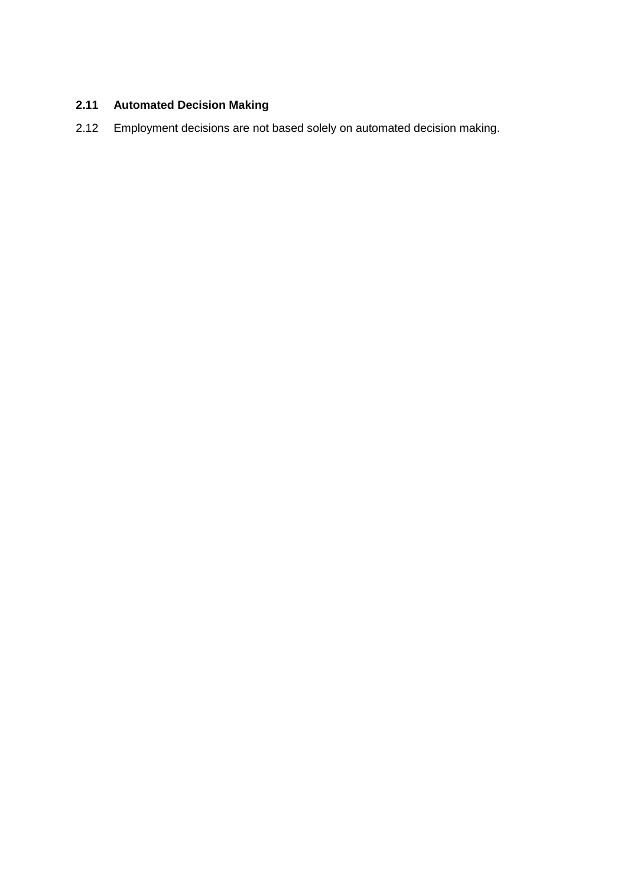### 2.11 Automated Decision Making

2.12 Employment decisions are not based solely on automated decision making.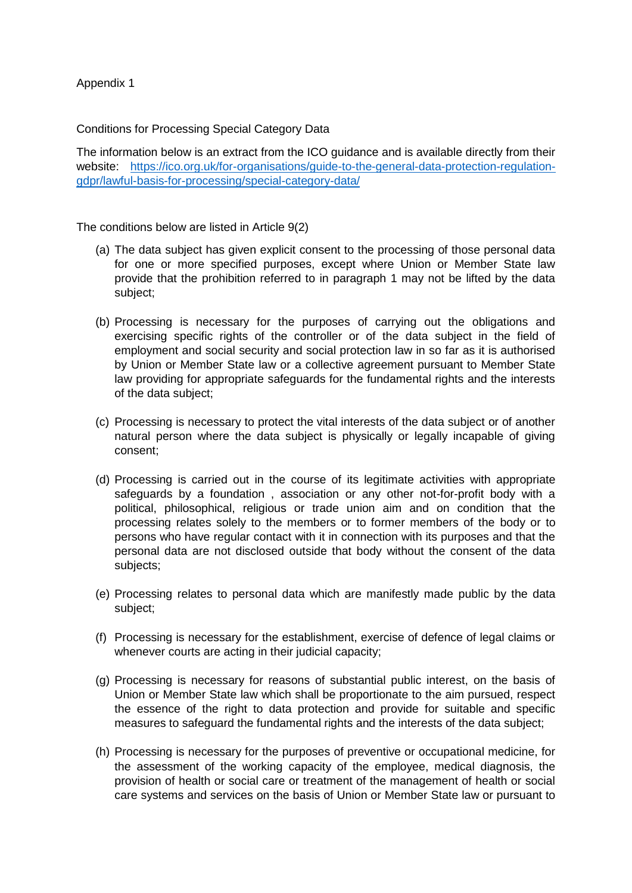Appendix 1

Conditions for Processing Special Category Data

The information below is an extract from the ICO guidance and is available directly from their website: [https://ico.org.uk/for-organisations/guide-to-the-general-data-protection-regulation-gdpr/lawful-basis-for-processing/special-category-data/](https://ico.org.uk/for-organisations/guide-to-the-general-data-protection-regulation-gdpr/lawful-basis-for-processing/special-category-data/)

The conditions below are listed in Article 9(2)

(a) The data subject has given explicit consent to the processing of those personal data for one or more specified purposes, except where Union or Member State law provide that the prohibition referred to in paragraph 1 may not be lifted by the data subject;

(b) Processing is necessary for the purposes of carrying out the obligations and exercising specific rights of the controller or of the data subject in the field of employment and social security and social protection law in so far as it is authorised by Union or Member State law or a collective agreement pursuant to Member State law providing for appropriate safeguards for the fundamental rights and the interests of the data subject;

(c) Processing is necessary to protect the vital interests of the data subject or of another natural person where the data subject is physically or legally incapable of giving consent;

(d) Processing is carried out in the course of its legitimate activities with appropriate safeguards by a foundation , association or any other not-for-profit body with a political, philosophical, religious or trade union aim and on condition that the processing relates solely to the members or to former members of the body or to persons who have regular contact with it in connection with its purposes and that the personal data are not disclosed outside that body without the consent of the data subjects;

(e) Processing relates to personal data which are manifestly made public by the data subject;

(f) Processing is necessary for the establishment, exercise of defence of legal claims or whenever courts are acting in their judicial capacity;

(g) Processing is necessary for reasons of substantial public interest, on the basis of Union or Member State law which shall be proportionate to the aim pursued, respect the essence of the right to data protection and provide for suitable and specific measures to safeguard the fundamental rights and the interests of the data subject;

(h) Processing is necessary for the purposes of preventive or occupational medicine, for the assessment of the working capacity of the employee, medical diagnosis, the provision of health or social care or treatment of the management of health or social care systems and services on the basis of Union or Member State law or pursuant to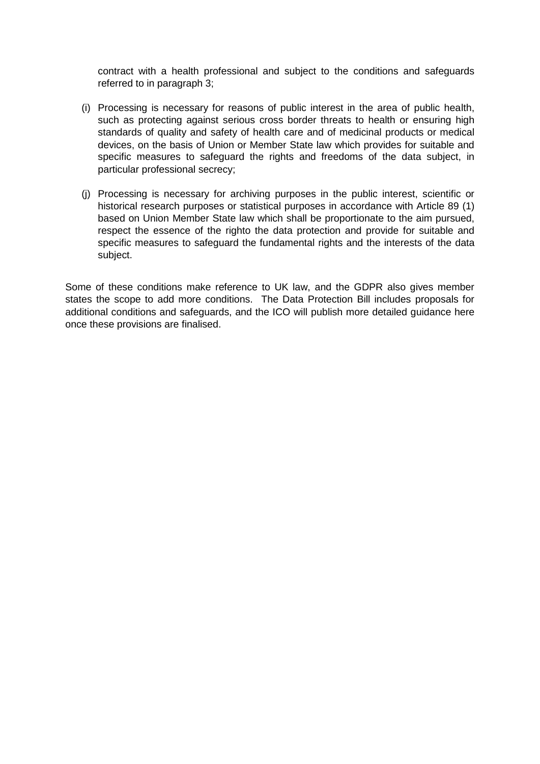contract with a health professional and subject to the conditions and safeguards referred to in paragraph 3;

(i) Processing is necessary for reasons of public interest in the area of public health, such as protecting against serious cross border threats to health or ensuring high standards of quality and safety of health care and of medicinal products or medical devices, on the basis of Union or Member State law which provides for suitable and specific measures to safeguard the rights and freedoms of the data subject, in particular professional secrecy;

(j) Processing is necessary for archiving purposes in the public interest, scientific or historical research purposes or statistical purposes in accordance with Article 89 (1) based on Union Member State law which shall be proportionate to the aim pursued, respect the essence of the righto the data protection and provide for suitable and specific measures to safeguard the fundamental rights and the interests of the data subject.

Some of these conditions make reference to UK law, and the GDPR also gives member states the scope to add more conditions. The Data Protection Bill includes proposals for additional conditions and safeguards, and the ICO will publish more detailed guidance here once these provisions are finalised.